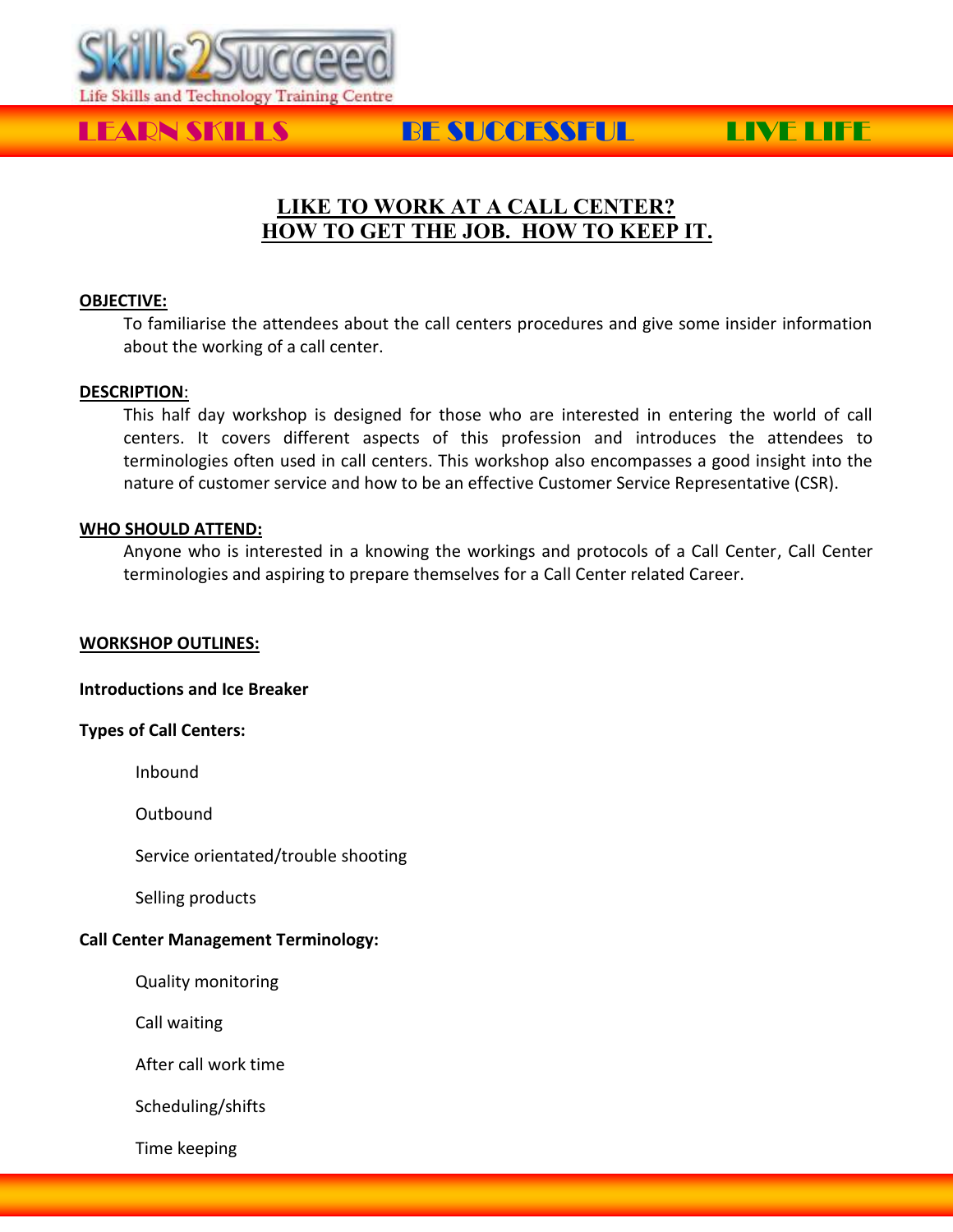Skills2Succeed

Life Skills and Technology Training Centre

LEARN SKILLS BE SUCCESSFUL LIVE LIFE

# LIKE TO WORK AT A CALL CENTER?
# HOW TO GET THE JOB. HOW TO KEEP IT.

**OBJECTIVE:**

To familiarise the attendees about the call centers procedures and give some insider information about the working of a call center.

**DESCRIPTION:**

This half day workshop is designed for those who are interested in entering the world of call centers. It covers different aspects of this profession and introduces the attendees to terminologies often used in call centers. This workshop also encompasses a good insight into the nature of customer service and how to be an effective Customer Service Representative (CSR).

**WHO SHOULD ATTEND:**

Anyone who is interested in a knowing the workings and protocols of a Call Center, Call Center terminologies and aspiring to prepare themselves for a Call Center related Career.

**WORKSHOP OUTLINES:**

**Introductions and Ice Breaker**

**Types of Call Centers:**

- Inbound
- Outbound
- Service orientated/trouble shooting
- Selling products

**Call Center Management Terminology:**

- Quality monitoring
- Call waiting
- After call work time
- Scheduling/shifts
- Time keeping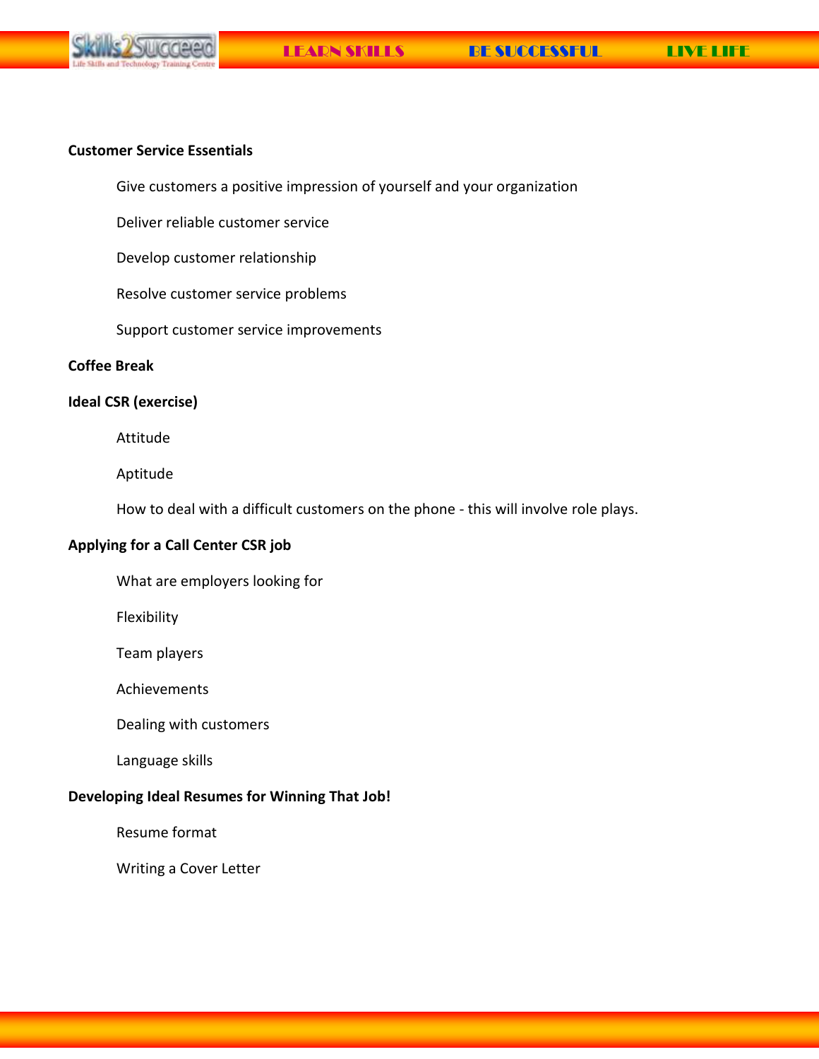**Customer Service Essentials**

- Give customers a positive impression of yourself and your organization
- Deliver reliable customer service
- Develop customer relationship
- Resolve customer service problems
- Support customer service improvements

**Coffee Break**

**Ideal CSR (exercise)**

- Attitude
- Aptitude
- How to deal with a difficult customers on the phone - this will involve role plays.

**Applying for a Call Center CSR job**

- What are employers looking for
- Flexibility
- Team players
- Achievements
- Dealing with customers
- Language skills

**Developing Ideal Resumes for Winning That Job!**

- Resume format
- Writing a Cover Letter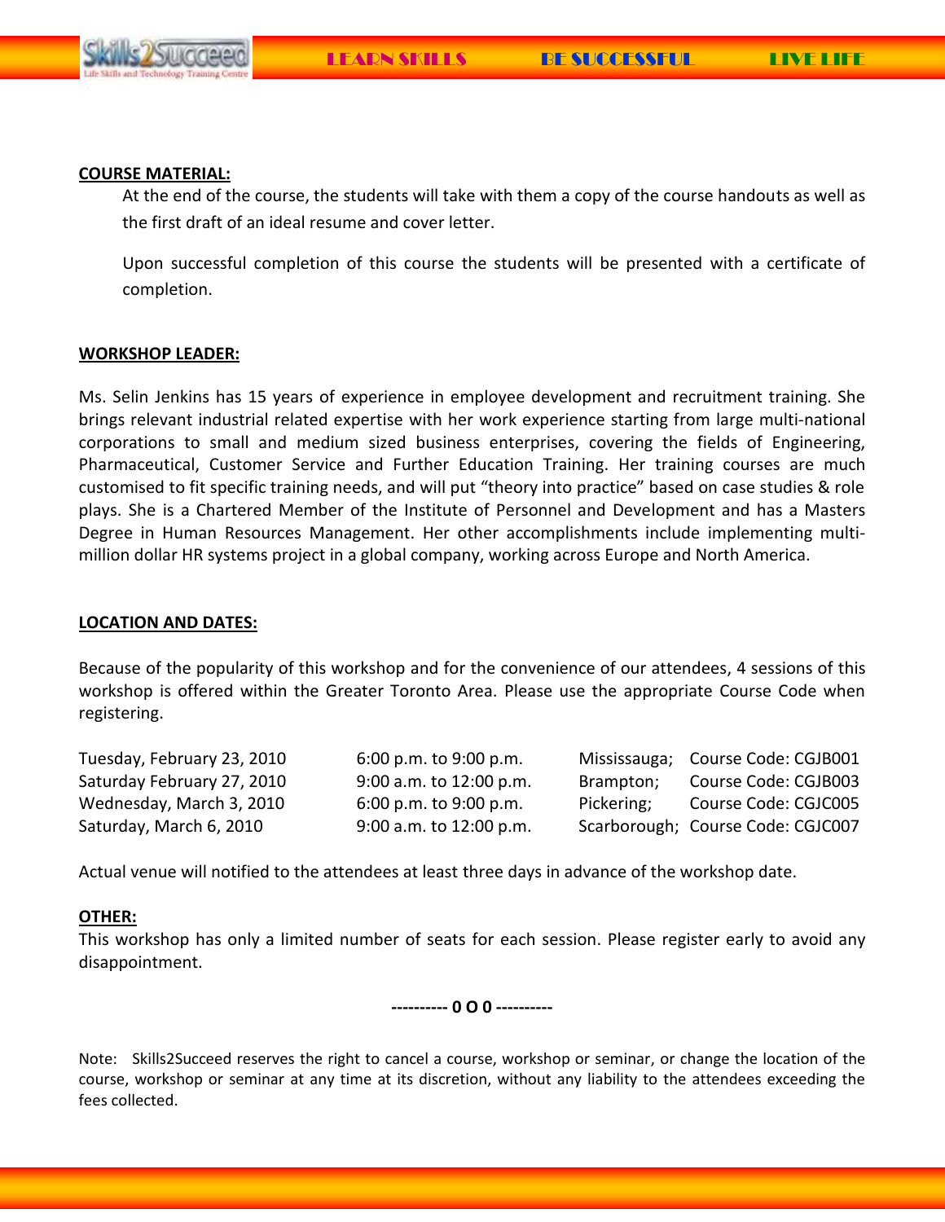**COURSE MATERIAL:**

At the end of the course, the students will take with them a copy of the course handouts as well as the first draft of an ideal resume and cover letter.

Upon successful completion of this course the students will be presented with a certificate of completion.

**WORKSHOP LEADER:**

Ms. Selin Jenkins has 15 years of experience in employee development and recruitment training. She brings relevant industrial related expertise with her work experience starting from large multi-national corporations to small and medium sized business enterprises, covering the fields of Engineering, Pharmaceutical, Customer Service and Further Education Training. Her training courses are much customised to fit specific training needs, and will put "theory into practice" based on case studies & role plays. She is a Chartered Member of the Institute of Personnel and Development and has a Masters Degree in Human Resources Management. Her other accomplishments include implementing multi-million dollar HR systems project in a global company, working across Europe and North America.

**LOCATION AND DATES:**

Because of the popularity of this workshop and for the convenience of our attendees, 4 sessions of this workshop is offered within the Greater Toronto Area. Please use the appropriate Course Code when registering.

| | | | |
|---|---|---|---|
| Tuesday, February 23, 2010 | 6:00 p.m. to 9:00 p.m. | Mississauga; | Course Code: CGJB001 |
| Saturday February 27, 2010 | 9:00 a.m. to 12:00 p.m. | Brampton; | Course Code: CGJB003 |
| Wednesday, March 3, 2010 | 6:00 p.m. to 9:00 p.m. | Pickering; | Course Code: CGJC005 |
| Saturday, March 6, 2010 | 9:00 a.m. to 12:00 p.m. | Scarborough; | Course Code: CGJC007 |

Actual venue will notified to the attendees at least three days in advance of the workshop date.

**OTHER:**

This workshop has only a limited number of seats for each session. Please register early to avoid any disappointment.

---------- 0 O 0 ----------

Note: Skills2Succeed reserves the right to cancel a course, workshop or seminar, or change the location of the course, workshop or seminar at any time at its discretion, without any liability to the attendees exceeding the fees collected.